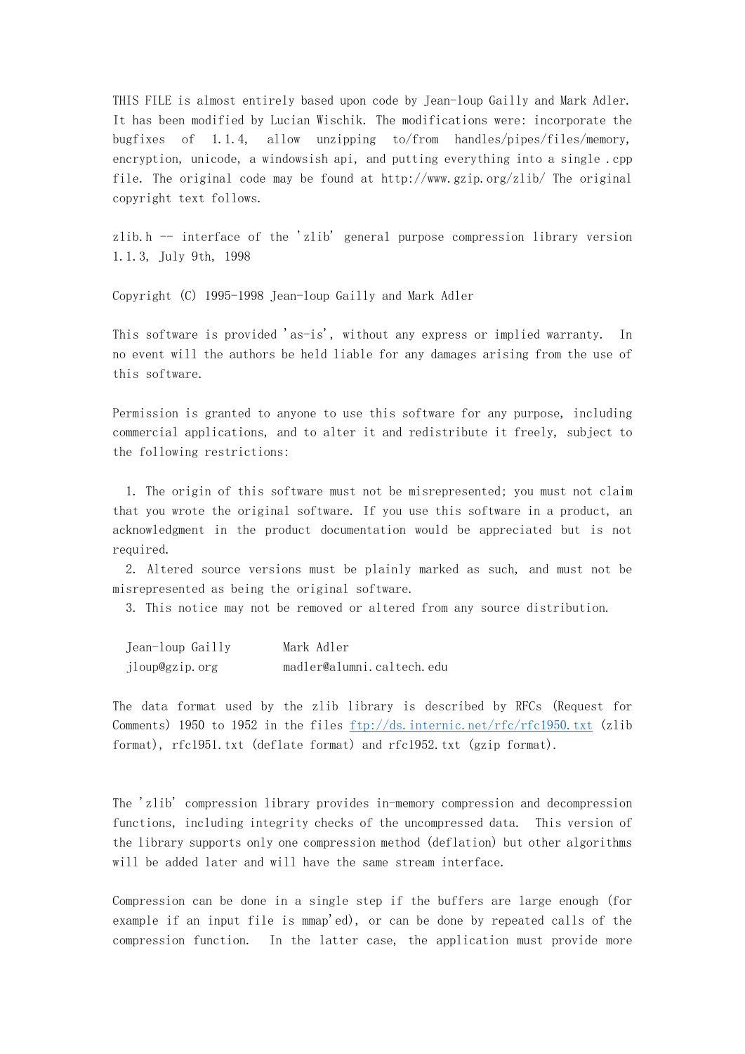THIS FILE is almost entirely based upon code by Jean-loup Gailly and Mark Adler. It has been modified by Lucian Wischik. The modifications were: incorporate the bugfixes of 1.1.4, allow unzipping to/from handles/pipes/files/memory, encryption, unicode, a windowsish api, and putting everything into a single .cpp file. The original code may be found at http://www.gzip.org/zlib/ The original copyright text follows.

zlib.h -- interface of the 'zlib' general purpose compression library version 1.1.3, July 9th, 1998

Copyright (C) 1995-1998 Jean-loup Gailly and Mark Adler

This software is provided 'as-is', without any express or implied warranty. In no event will the authors be held liable for any damages arising from the use of this software.

Permission is granted to anyone to use this software for any purpose, including commercial applications, and to alter it and redistribute it freely, subject to the following restrictions:

1. The origin of this software must not be misrepresented; you must not claim that you wrote the original software. If you use this software in a product, an acknowledgment in the product documentation would be appreciated but is not required.
2. Altered source versions must be plainly marked as such, and must not be misrepresented as being the original software.
3. This notice may not be removed or altered from any source distribution.

Jean-loup Gailly jloup@gzip.org

Mark Adler madler@alumni.caltech.edu

The data format used by the zlib library is described by RFCs (Request for Comments) 1950 to 1952 in the files ftp://ds.internic.net/rfc/rfc1950.txt (zlib format), rfc1951.txt (deflate format) and rfc1952.txt (gzip format).

The 'zlib' compression library provides in-memory compression and decompression functions, including integrity checks of the uncompressed data. This version of the library supports only one compression method (deflation) but other algorithms will be added later and will have the same stream interface.

Compression can be done in a single step if the buffers are large enough (for example if an input file is mmap'ed), or can be done by repeated calls of the compression function. In the latter case, the application must provide more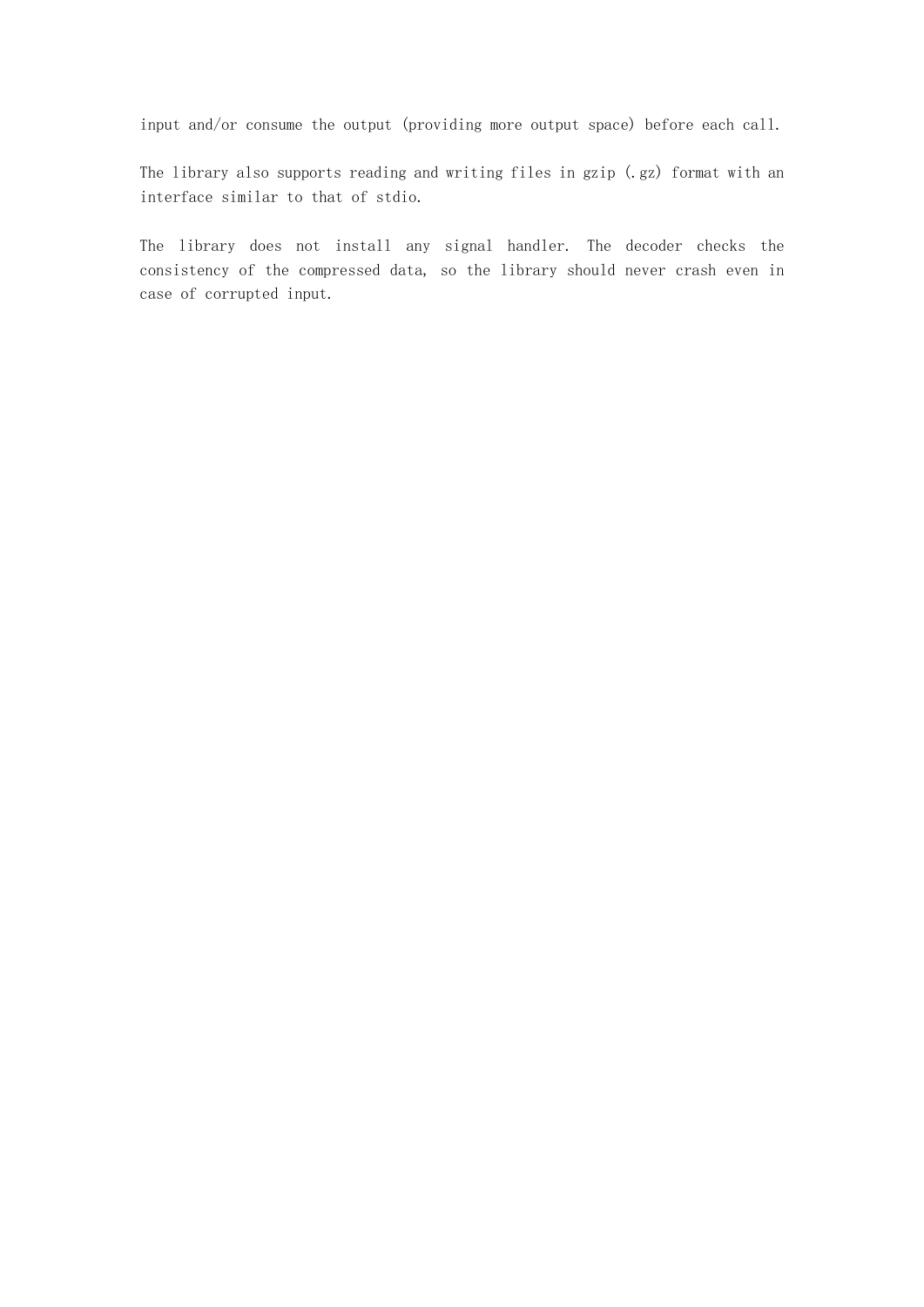input and/or consume the output (providing more output space) before each call.

The library also supports reading and writing files in gzip (.gz) format with an interface similar to that of stdio.

The library does not install any signal handler. The decoder checks the consistency of the compressed data, so the library should never crash even in case of corrupted input.